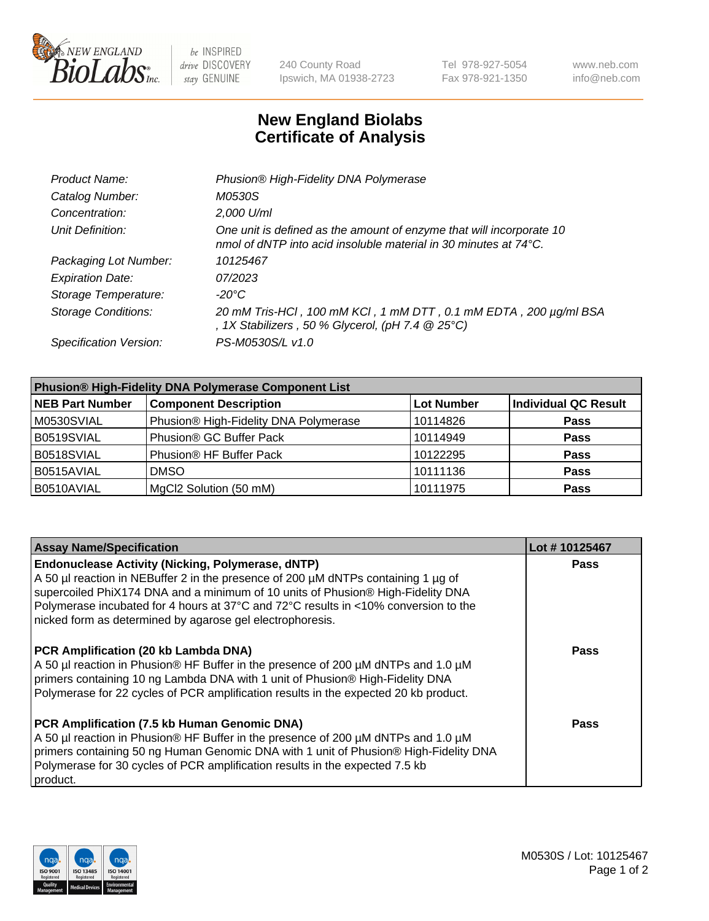New England BioLabs Inc. — be INSPIRED drive DISCOVERY stay GENUINE

240 County Road
Ipswich, MA 01938-2723

Tel 978-927-5054
Fax 978-921-1350

www.neb.com
info@neb.com

# New England Biolabs Certificate of Analysis

| | |
|---|---|
| *Product Name:* | *Phusion® High-Fidelity DNA Polymerase* |
| *Catalog Number:* | *M0530S* |
| *Concentration:* | *2,000 U/ml* |
| *Unit Definition:* | *One unit is defined as the amount of enzyme that will incorporate 10 nmol of dNTP into acid insoluble material in 30 minutes at 74°C.* |
| *Packaging Lot Number:* | *10125467* |
| *Expiration Date:* | *07/2023* |
| *Storage Temperature:* | *-20°C* |
| *Storage Conditions:* | *20 mM Tris-HCl , 100 mM KCl , 1 mM DTT , 0.1 mM EDTA , 200 µg/ml BSA , 1X Stabilizers , 50 % Glycerol, (pH 7.4 @ 25°C)* |
| *Specification Version:* | *PS-M0530S/L v1.0* |

| **Phusion® High-Fidelity DNA Polymerase Component List** | | | |
|---|---|---|---|
| **NEB Part Number** | **Component Description** | **Lot Number** | **Individual QC Result** |
| M0530SVIAL | Phusion® High-Fidelity DNA Polymerase | 10114826 | **Pass** |
| B0519SVIAL | Phusion® GC Buffer Pack | 10114949 | **Pass** |
| B0518SVIAL | Phusion® HF Buffer Pack | 10122295 | **Pass** |
| B0515AVIAL | DMSO | 10111136 | **Pass** |
| B0510AVIAL | MgCl2 Solution (50 mM) | 10111975 | **Pass** |

| **Assay Name/Specification** | **Lot # 10125467** |
|---|---|
| **Endonuclease Activity (Nicking, Polymerase, dNTP)** A 50 µl reaction in NEBuffer 2 in the presence of 200 µM dNTPs containing 1 µg of supercoiled PhiX174 DNA and a minimum of 10 units of Phusion® High-Fidelity DNA Polymerase incubated for 4 hours at 37°C and 72°C results in <10% conversion to the nicked form as determined by agarose gel electrophoresis. | **Pass** |
| **PCR Amplification (20 kb Lambda DNA)** A 50 µl reaction in Phusion® HF Buffer in the presence of 200 µM dNTPs and 1.0 µM primers containing 10 ng Lambda DNA with 1 unit of Phusion® High-Fidelity DNA Polymerase for 22 cycles of PCR amplification results in the expected 20 kb product. | **Pass** |
| **PCR Amplification (7.5 kb Human Genomic DNA)** A 50 µl reaction in Phusion® HF Buffer in the presence of 200 µM dNTPs and 1.0 µM primers containing 50 ng Human Genomic DNA with 1 unit of Phusion® High-Fidelity DNA Polymerase for 30 cycles of PCR amplification results in the expected 7.5 kb product. | **Pass** |

M0530S / Lot: 10125467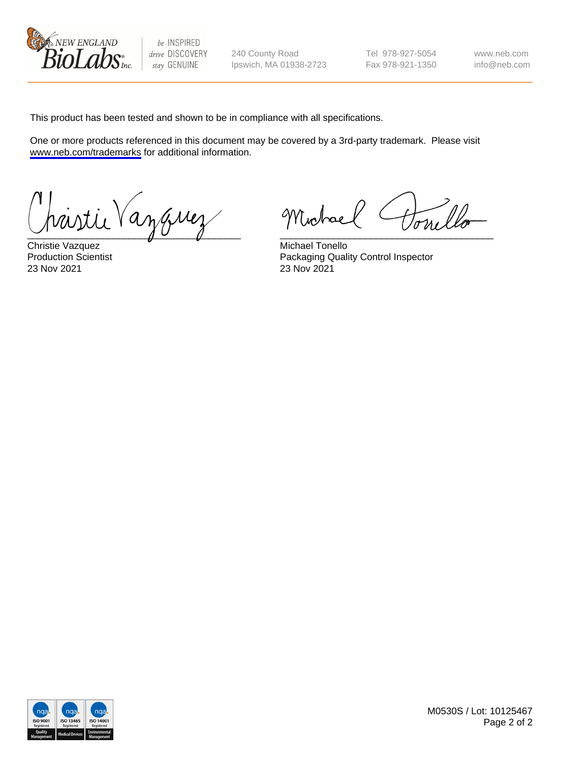This product has been tested and shown to be in compliance with all specifications.

One or more products referenced in this document may be covered by a 3rd-party trademark. Please visit www.neb.com/trademarks for additional information.

Christie Vazquez
Production Scientist
23 Nov 2021

Michael Tonello
Packaging Quality Control Inspector
23 Nov 2021

M0530S / Lot: 10125467